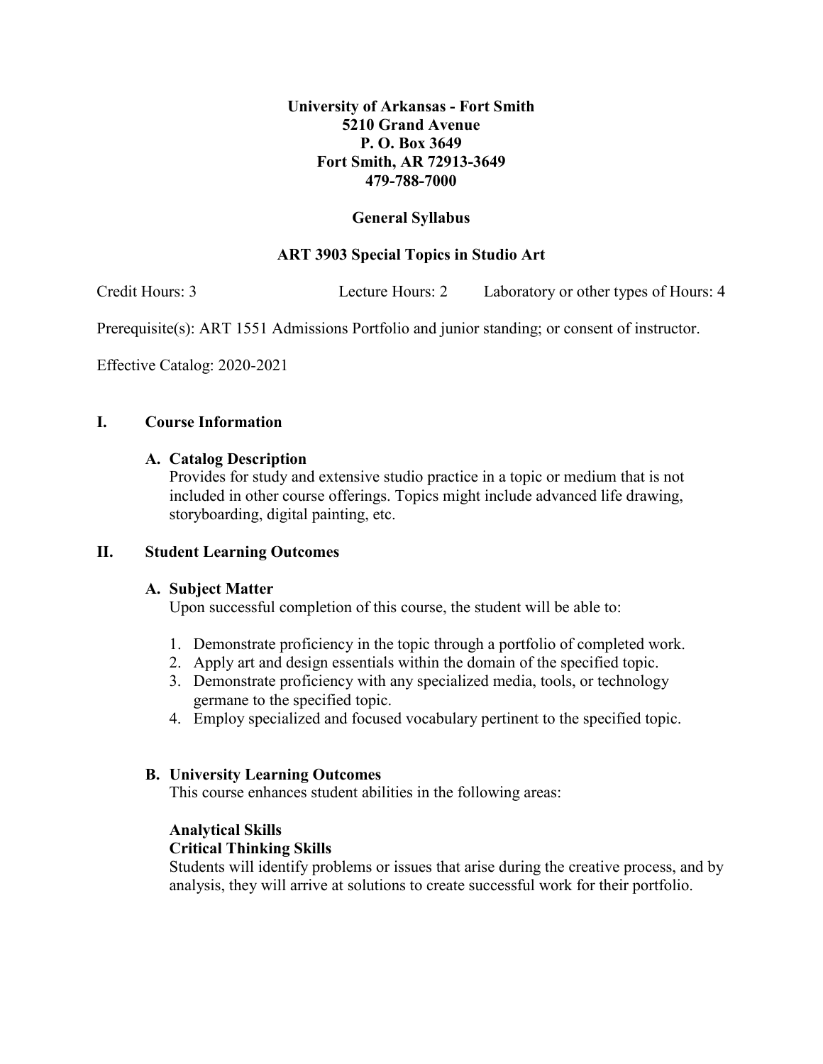**University of Arkansas - Fort Smith**
**5210 Grand Avenue**
**P. O. Box 3649**
**Fort Smith, AR 72913-3649**
**479-788-7000**

# General Syllabus

## ART 3903 Special Topics in Studio Art

Credit Hours: 3 Lecture Hours: 2 Laboratory or other types of Hours: 4

Prerequisite(s): ART 1551 Admissions Portfolio and junior standing; or consent of instructor.

Effective Catalog: 2020-2021

## I. Course Information

### A. Catalog Description

Provides for study and extensive studio practice in a topic or medium that is not included in other course offerings. Topics might include advanced life drawing, storyboarding, digital painting, etc.

## II. Student Learning Outcomes

### A. Subject Matter

Upon successful completion of this course, the student will be able to:

1. Demonstrate proficiency in the topic through a portfolio of completed work.
2. Apply art and design essentials within the domain of the specified topic.
3. Demonstrate proficiency with any specialized media, tools, or technology germane to the specified topic.
4. Employ specialized and focused vocabulary pertinent to the specified topic.

### B. University Learning Outcomes

This course enhances student abilities in the following areas:

**Analytical Skills**
**Critical Thinking Skills**
Students will identify problems or issues that arise during the creative process, and by analysis, they will arrive at solutions to create successful work for their portfolio.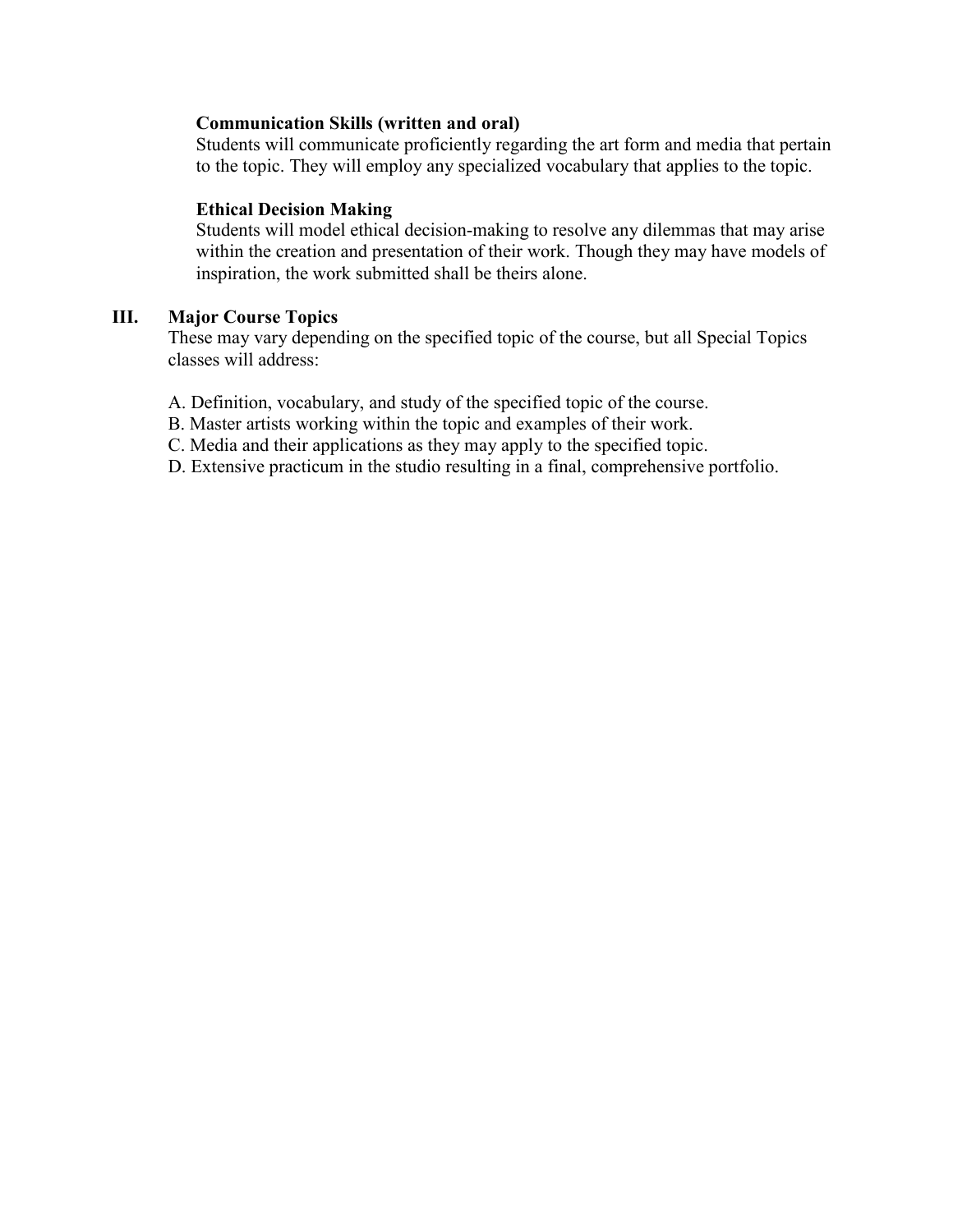**Communication Skills (written and oral)**
Students will communicate proficiently regarding the art form and media that pertain to the topic. They will employ any specialized vocabulary that applies to the topic.

**Ethical Decision Making**
Students will model ethical decision-making to resolve any dilemmas that may arise within the creation and presentation of their work. Though they may have models of inspiration, the work submitted shall be theirs alone.

## III. Major Course Topics

These may vary depending on the specified topic of the course, but all Special Topics classes will address:

A. Definition, vocabulary, and study of the specified topic of the course.
B. Master artists working within the topic and examples of their work.
C. Media and their applications as they may apply to the specified topic.
D. Extensive practicum in the studio resulting in a final, comprehensive portfolio.